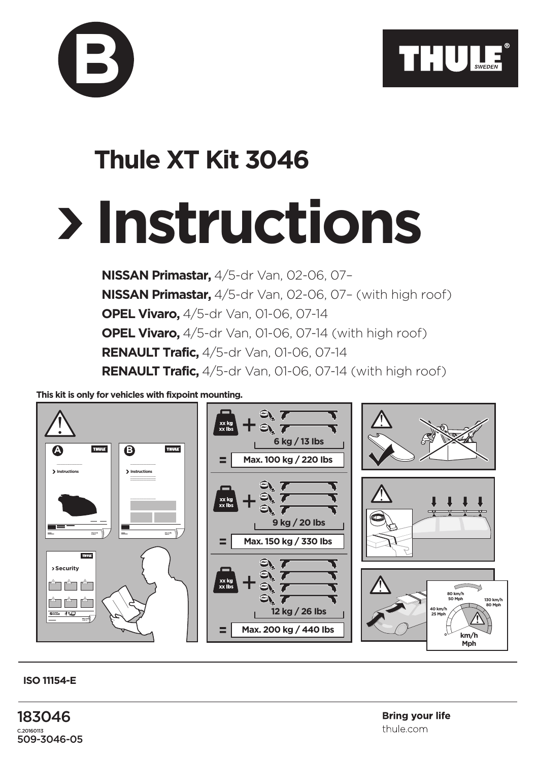# Thule XT Kit 3046

# › Instructions

**NISSAN Primastar,** 4/5-dr Van, 02-06, 07–
**NISSAN Primastar,** 4/5-dr Van, 02-06, 07– (with high roof)
**OPEL Vivaro,** 4/5-dr Van, 01-06, 07-14
**OPEL Vivaro,** 4/5-dr Van, 01-06, 07-14 (with high roof)
**RENAULT Trafic,** 4/5-dr Van, 01-06, 07-14
**RENAULT Trafic,** 4/5-dr Van, 01-06, 07-14 (with high roof)

**This kit is only for vehicles with fixpoint mounting.**

xx kg / xx lbs + 6 kg / 13 lbs = **Max. 100 kg / 220 lbs**

xx kg / xx lbs + 9 kg / 20 lbs = **Max. 150 kg / 330 lbs**

xx kg / xx lbs + 12 kg / 26 lbs = **Max. 200 kg / 440 lbs**

40 km/h / 25 Mph — 80 km/h / 50 Mph — 130 km/h / 80 Mph

**ISO 11154-E**

183046
C.20160113
509-3046-05

**Bring your life**
thule.com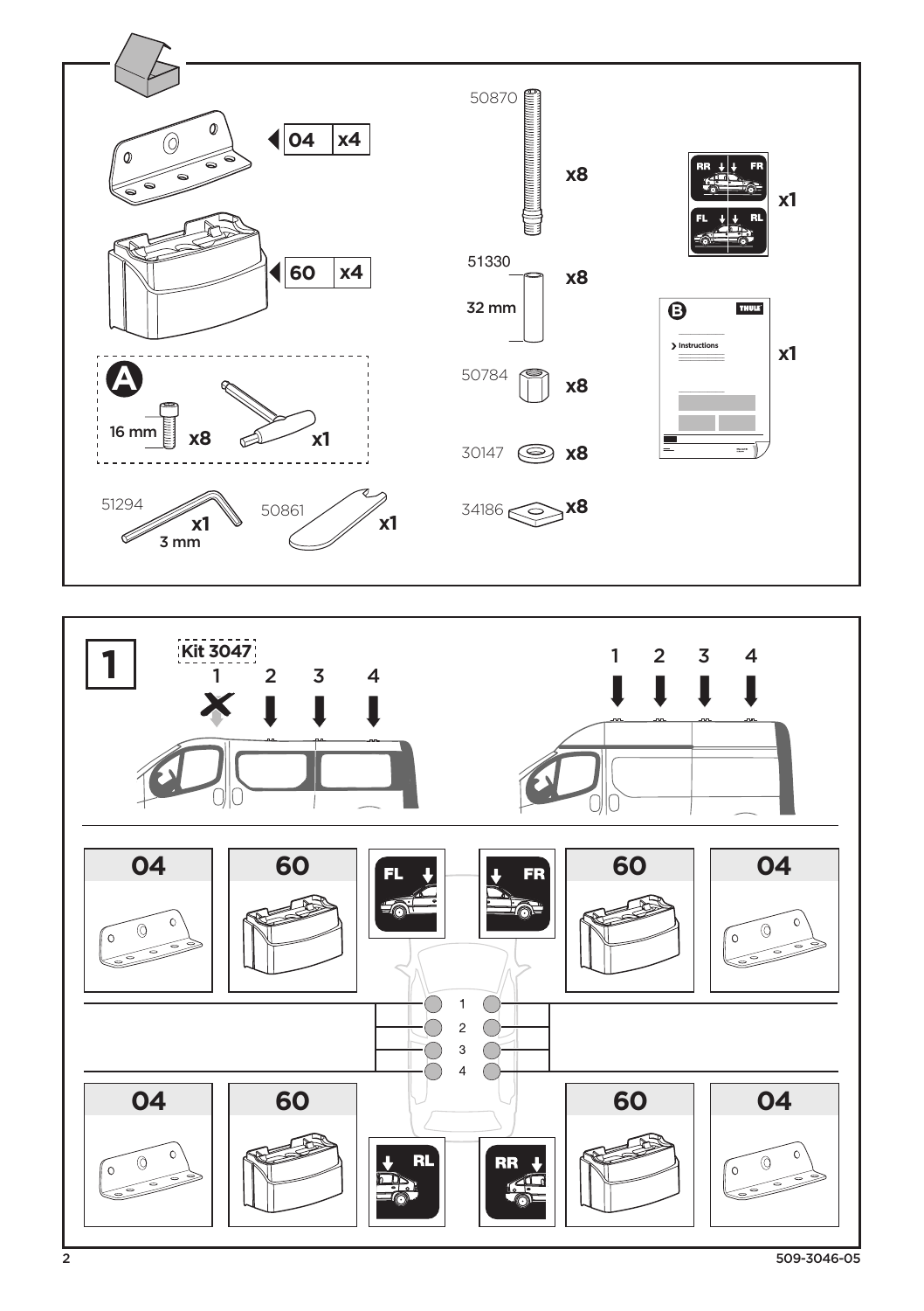04 x4

60 x4

**A**

16 mm x8

x1

51294 x1 3 mm

50861 x1

50870 x8

51330 x8 32 mm

50784 x8

30147 x8

34186 x8

RR FR FL RL x1

**B** Instructions x1

## 1

Kit 3047

1 2 3 4

1 2 3 4

| 04 | 60 | FL | FR | 60 | 04 |
|---|---|---|---|---|---|

1
2
3
4

| 04 | 60 | RL | RR | 60 | 04 |
|---|---|---|---|---|---|

509-3046-05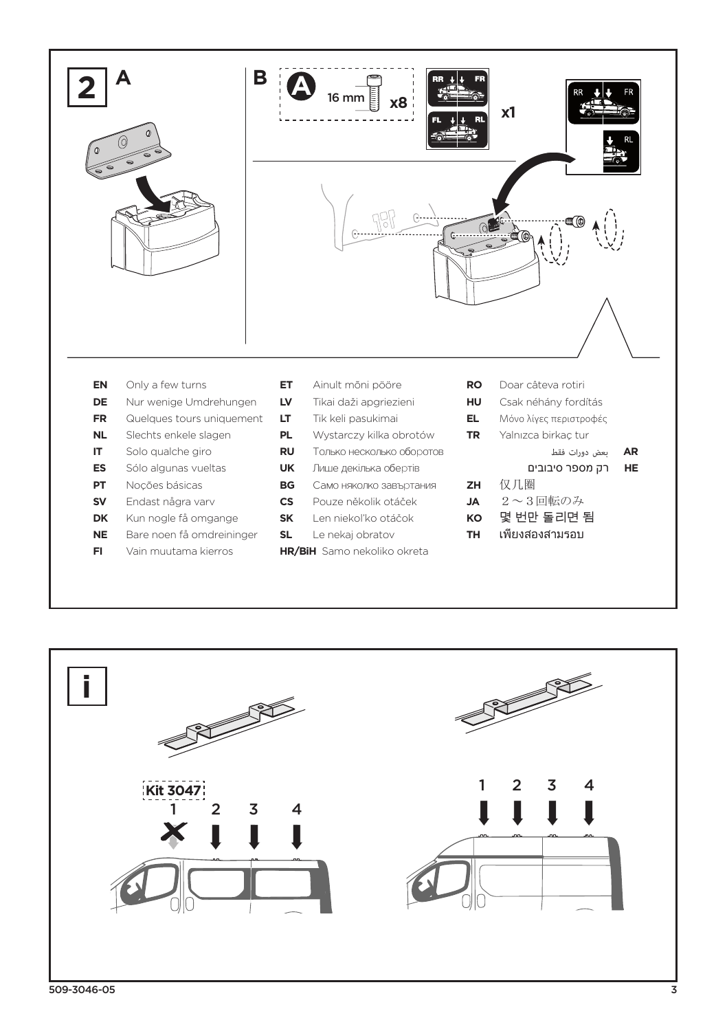## 2

**A**

**B**

A 16 mm x8

RR FR FL RL

x1

RR FR RL

| | | | | | | | |
|---|---|---|---|---|---|---|---|
| **EN** | Only a few turns | **ET** | Ainult mõni pööre | **RO** | Doar câteva rotiri | | |
| **DE** | Nur wenige Umdrehungen | **LV** | Tikai daži apgriezieni | **HU** | Csak néhány fordítás | | |
| **FR** | Quelques tours uniquement | **LT** | Tik keli pasukimai | **EL** | Μόνο λίγες περιστροφές | | |
| **NL** | Slechts enkele slagen | **PL** | Wystarczy kilka obrotów | **TR** | Yalnızca birkaç tur | | |
| **IT** | Solo qualche giro | **RU** | Только несколько оборотов | | | بعض دورات فقط | **AR** |
| **ES** | Sólo algunas vueltas | **UK** | Лише декілька обертів | | | רק מספר סיבובים | **HE** |
| **PT** | Noções básicas | **BG** | Само няколко завъртания | **ZH** | 仅几圈 | | |
| **SV** | Endast några varv | **CS** | Pouze několik otáček | **JA** | 2～3回転のみ | | |
| **DK** | Kun nogle få omgange | **SK** | Len niekoľko otáčok | **KO** | 몇 번만 돌리면 됨 | | |
| **NE** | Bare noen få omdreininger | **SL** | Le nekaj obratov | **TH** | เพียงสองสามรอบ | | |
| **FI** | Vain muutama kierros | **HR/BiH** | Samo nekoliko okreta | | | | |

## i

Kit 3047

1 2 3 4

1 2 3 4

509-3046-05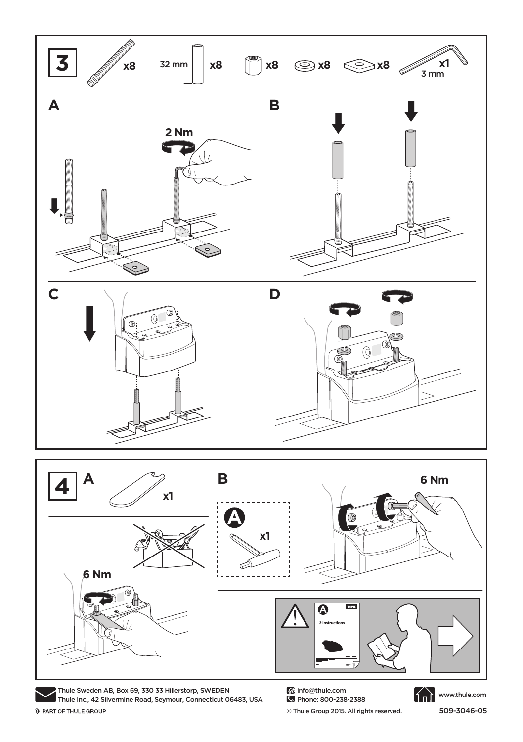# 3

x8

32 mm x8

x8

x8

x8

x1
3 mm

## A

2 Nm

## B

## C

## D

# 4

## A

x1

6 Nm

## B

x1

6 Nm

Instructions

Thule Sweden AB, Box 69, 330 33 Hillerstorp, SWEDEN
Thule Inc., 42 Silvermine Road, Seymour, Connecticut 06483, USA

info@thule.com
Phone: 800-238-2388

www.thule.com

PART OF THULE GROUP

© Thule Group 2015. All rights reserved.

509-3046-05